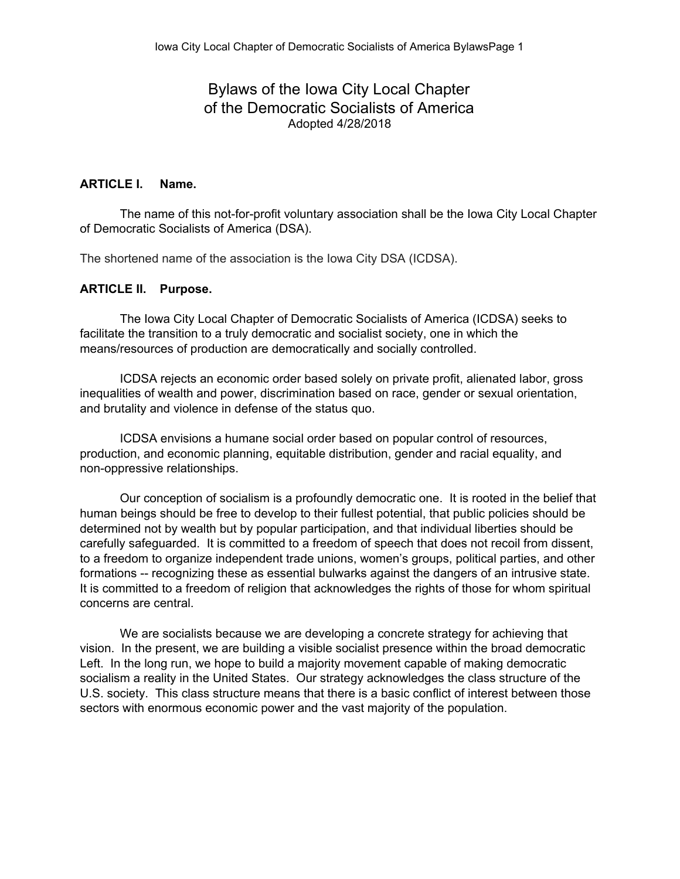# Bylaws of the Iowa City Local Chapter of the Democratic Socialists of America

Adopted 4/28/2018

## ARTICLE I. Name.

The name of this not-for-profit voluntary association shall be the Iowa City Local Chapter of Democratic Socialists of America (DSA).

The shortened name of the association is the Iowa City DSA (ICDSA).

## ARTICLE II. Purpose.

The Iowa City Local Chapter of Democratic Socialists of America (ICDSA) seeks to facilitate the transition to a truly democratic and socialist society, one in which the means/resources of production are democratically and socially controlled.

ICDSA rejects an economic order based solely on private profit, alienated labor, gross inequalities of wealth and power, discrimination based on race, gender or sexual orientation, and brutality and violence in defense of the status quo.

ICDSA envisions a humane social order based on popular control of resources, production, and economic planning, equitable distribution, gender and racial equality, and non-oppressive relationships.

Our conception of socialism is a profoundly democratic one. It is rooted in the belief that human beings should be free to develop to their fullest potential, that public policies should be determined not by wealth but by popular participation, and that individual liberties should be carefully safeguarded. It is committed to a freedom of speech that does not recoil from dissent, to a freedom to organize independent trade unions, women's groups, political parties, and other formations -- recognizing these as essential bulwarks against the dangers of an intrusive state. It is committed to a freedom of religion that acknowledges the rights of those for whom spiritual concerns are central.

We are socialists because we are developing a concrete strategy for achieving that vision. In the present, we are building a visible socialist presence within the broad democratic Left. In the long run, we hope to build a majority movement capable of making democratic socialism a reality in the United States. Our strategy acknowledges the class structure of the U.S. society. This class structure means that there is a basic conflict of interest between those sectors with enormous economic power and the vast majority of the population.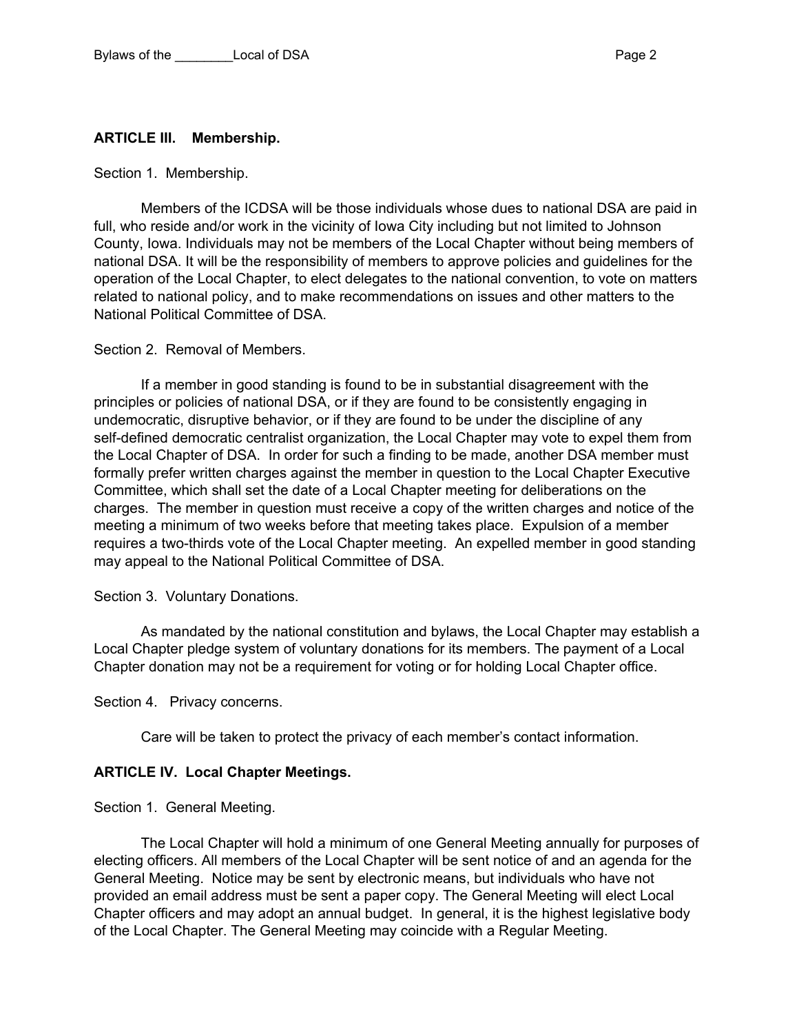## ARTICLE III. Membership.

Section 1. Membership.

Members of the ICDSA will be those individuals whose dues to national DSA are paid in full, who reside and/or work in the vicinity of Iowa City including but not limited to Johnson County, Iowa. Individuals may not be members of the Local Chapter without being members of national DSA. It will be the responsibility of members to approve policies and guidelines for the operation of the Local Chapter, to elect delegates to the national convention, to vote on matters related to national policy, and to make recommendations on issues and other matters to the National Political Committee of DSA.

Section 2. Removal of Members.

If a member in good standing is found to be in substantial disagreement with the principles or policies of national DSA, or if they are found to be consistently engaging in undemocratic, disruptive behavior, or if they are found to be under the discipline of any self-defined democratic centralist organization, the Local Chapter may vote to expel them from the Local Chapter of DSA. In order for such a finding to be made, another DSA member must formally prefer written charges against the member in question to the Local Chapter Executive Committee, which shall set the date of a Local Chapter meeting for deliberations on the charges. The member in question must receive a copy of the written charges and notice of the meeting a minimum of two weeks before that meeting takes place. Expulsion of a member requires a two-thirds vote of the Local Chapter meeting. An expelled member in good standing may appeal to the National Political Committee of DSA.

Section 3. Voluntary Donations.

As mandated by the national constitution and bylaws, the Local Chapter may establish a Local Chapter pledge system of voluntary donations for its members. The payment of a Local Chapter donation may not be a requirement for voting or for holding Local Chapter office.

Section 4. Privacy concerns.

Care will be taken to protect the privacy of each member's contact information.

## ARTICLE IV. Local Chapter Meetings.

Section 1. General Meeting.

The Local Chapter will hold a minimum of one General Meeting annually for purposes of electing officers. All members of the Local Chapter will be sent notice of and an agenda for the General Meeting. Notice may be sent by electronic means, but individuals who have not provided an email address must be sent a paper copy. The General Meeting will elect Local Chapter officers and may adopt an annual budget. In general, it is the highest legislative body of the Local Chapter. The General Meeting may coincide with a Regular Meeting.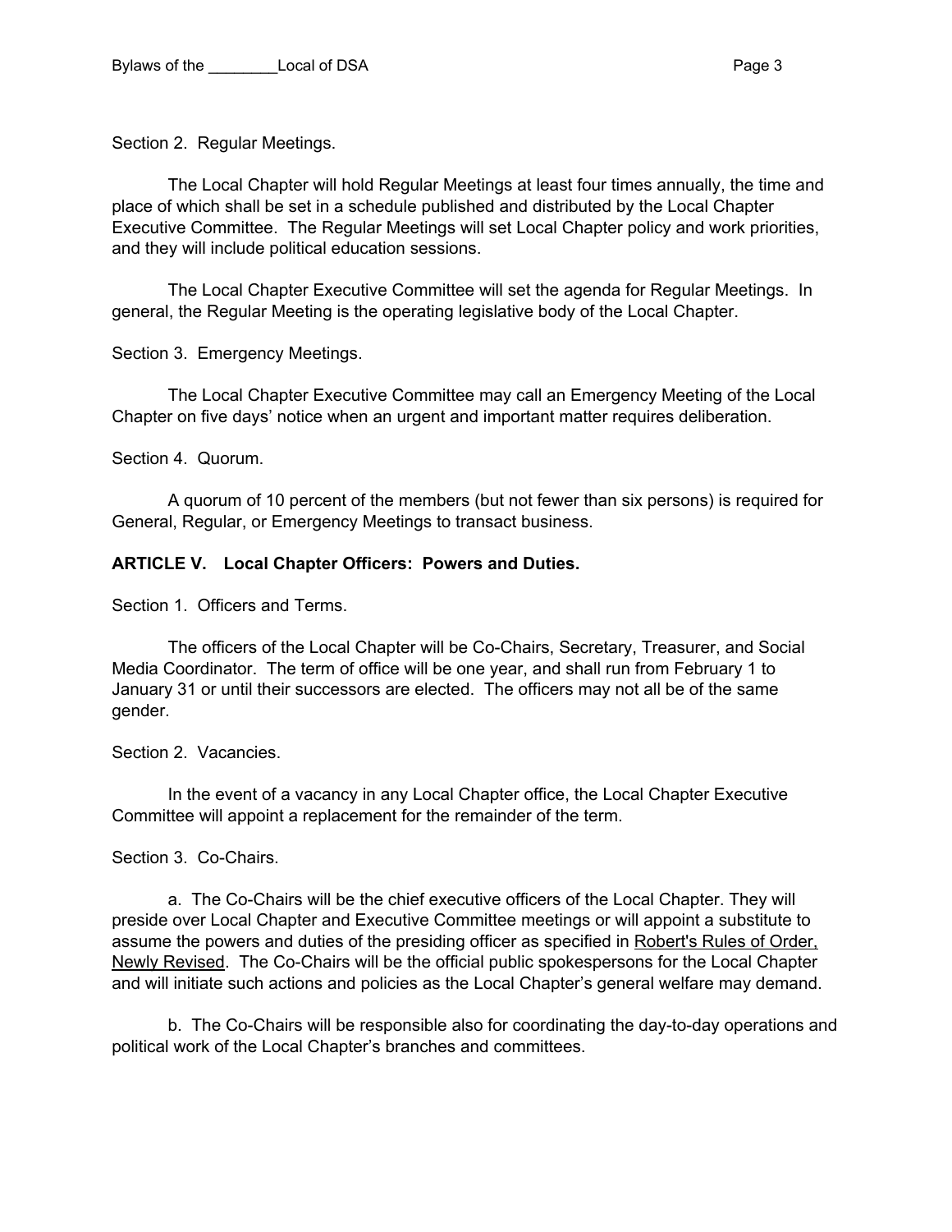Section 2. Regular Meetings.

The Local Chapter will hold Regular Meetings at least four times annually, the time and place of which shall be set in a schedule published and distributed by the Local Chapter Executive Committee. The Regular Meetings will set Local Chapter policy and work priorities, and they will include political education sessions.

The Local Chapter Executive Committee will set the agenda for Regular Meetings. In general, the Regular Meeting is the operating legislative body of the Local Chapter.

Section 3. Emergency Meetings.

The Local Chapter Executive Committee may call an Emergency Meeting of the Local Chapter on five days' notice when an urgent and important matter requires deliberation.

Section 4. Quorum.

A quorum of 10 percent of the members (but not fewer than six persons) is required for General, Regular, or Emergency Meetings to transact business.

## ARTICLE V. Local Chapter Officers: Powers and Duties.

Section 1. Officers and Terms.

The officers of the Local Chapter will be Co-Chairs, Secretary, Treasurer, and Social Media Coordinator. The term of office will be one year, and shall run from February 1 to January 31 or until their successors are elected. The officers may not all be of the same gender.

Section 2. Vacancies.

In the event of a vacancy in any Local Chapter office, the Local Chapter Executive Committee will appoint a replacement for the remainder of the term.

Section 3. Co-Chairs.

a. The Co-Chairs will be the chief executive officers of the Local Chapter. They will preside over Local Chapter and Executive Committee meetings or will appoint a substitute to assume the powers and duties of the presiding officer as specified in Robert's Rules of Order, Newly Revised. The Co-Chairs will be the official public spokespersons for the Local Chapter and will initiate such actions and policies as the Local Chapter's general welfare may demand.

b. The Co-Chairs will be responsible also for coordinating the day-to-day operations and political work of the Local Chapter's branches and committees.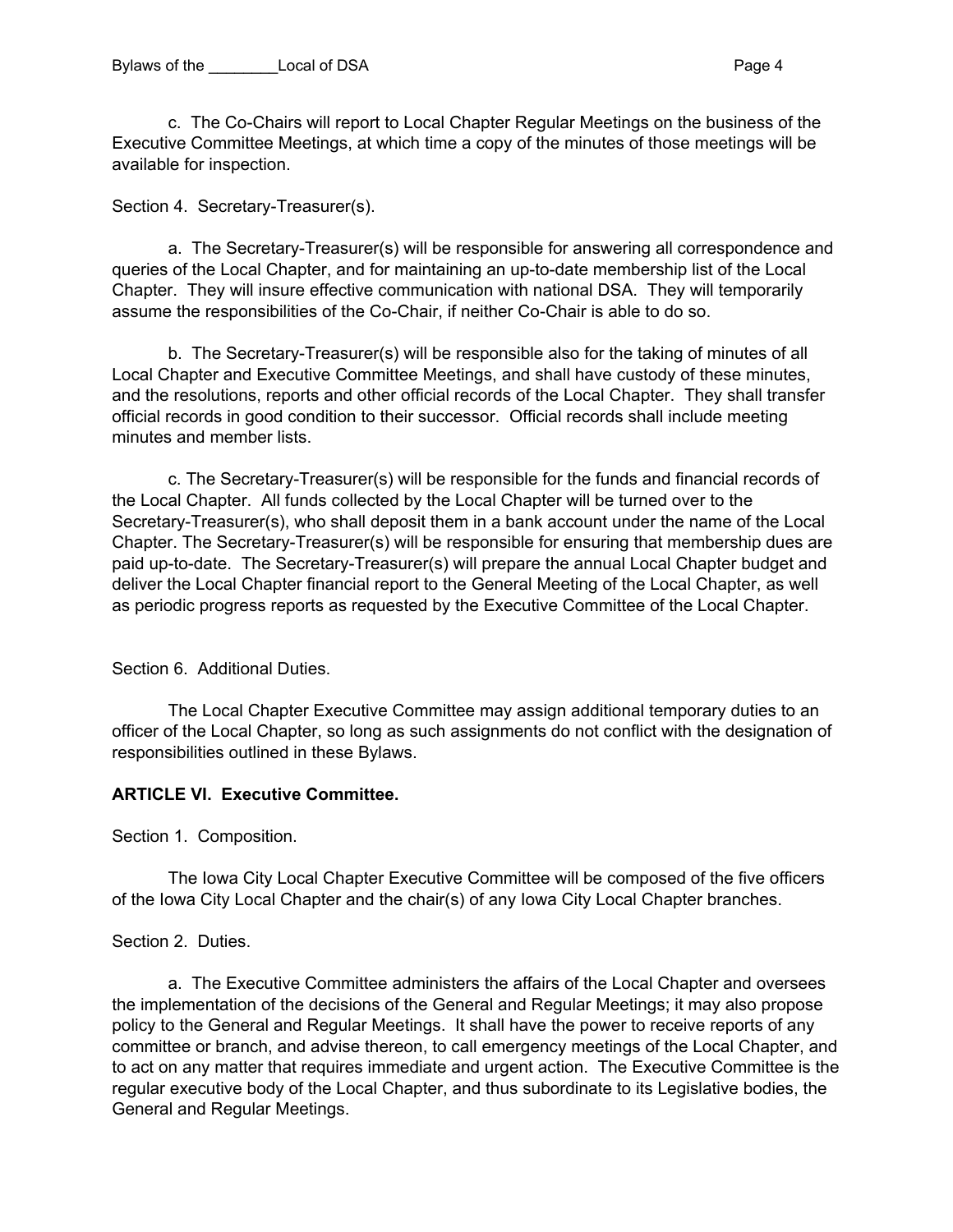c. The Co-Chairs will report to Local Chapter Regular Meetings on the business of the Executive Committee Meetings, at which time a copy of the minutes of those meetings will be available for inspection.

Section 4. Secretary-Treasurer(s).

a. The Secretary-Treasurer(s) will be responsible for answering all correspondence and queries of the Local Chapter, and for maintaining an up-to-date membership list of the Local Chapter. They will insure effective communication with national DSA. They will temporarily assume the responsibilities of the Co-Chair, if neither Co-Chair is able to do so.

b. The Secretary-Treasurer(s) will be responsible also for the taking of minutes of all Local Chapter and Executive Committee Meetings, and shall have custody of these minutes, and the resolutions, reports and other official records of the Local Chapter. They shall transfer official records in good condition to their successor. Official records shall include meeting minutes and member lists.

c. The Secretary-Treasurer(s) will be responsible for the funds and financial records of the Local Chapter. All funds collected by the Local Chapter will be turned over to the Secretary-Treasurer(s), who shall deposit them in a bank account under the name of the Local Chapter. The Secretary-Treasurer(s) will be responsible for ensuring that membership dues are paid up-to-date. The Secretary-Treasurer(s) will prepare the annual Local Chapter budget and deliver the Local Chapter financial report to the General Meeting of the Local Chapter, as well as periodic progress reports as requested by the Executive Committee of the Local Chapter.

Section 6. Additional Duties.

The Local Chapter Executive Committee may assign additional temporary duties to an officer of the Local Chapter, so long as such assignments do not conflict with the designation of responsibilities outlined in these Bylaws.

## ARTICLE VI. Executive Committee.

Section 1. Composition.

The Iowa City Local Chapter Executive Committee will be composed of the five officers of the Iowa City Local Chapter and the chair(s) of any Iowa City Local Chapter branches.

Section 2. Duties.

a. The Executive Committee administers the affairs of the Local Chapter and oversees the implementation of the decisions of the General and Regular Meetings; it may also propose policy to the General and Regular Meetings. It shall have the power to receive reports of any committee or branch, and advise thereon, to call emergency meetings of the Local Chapter, and to act on any matter that requires immediate and urgent action. The Executive Committee is the regular executive body of the Local Chapter, and thus subordinate to its Legislative bodies, the General and Regular Meetings.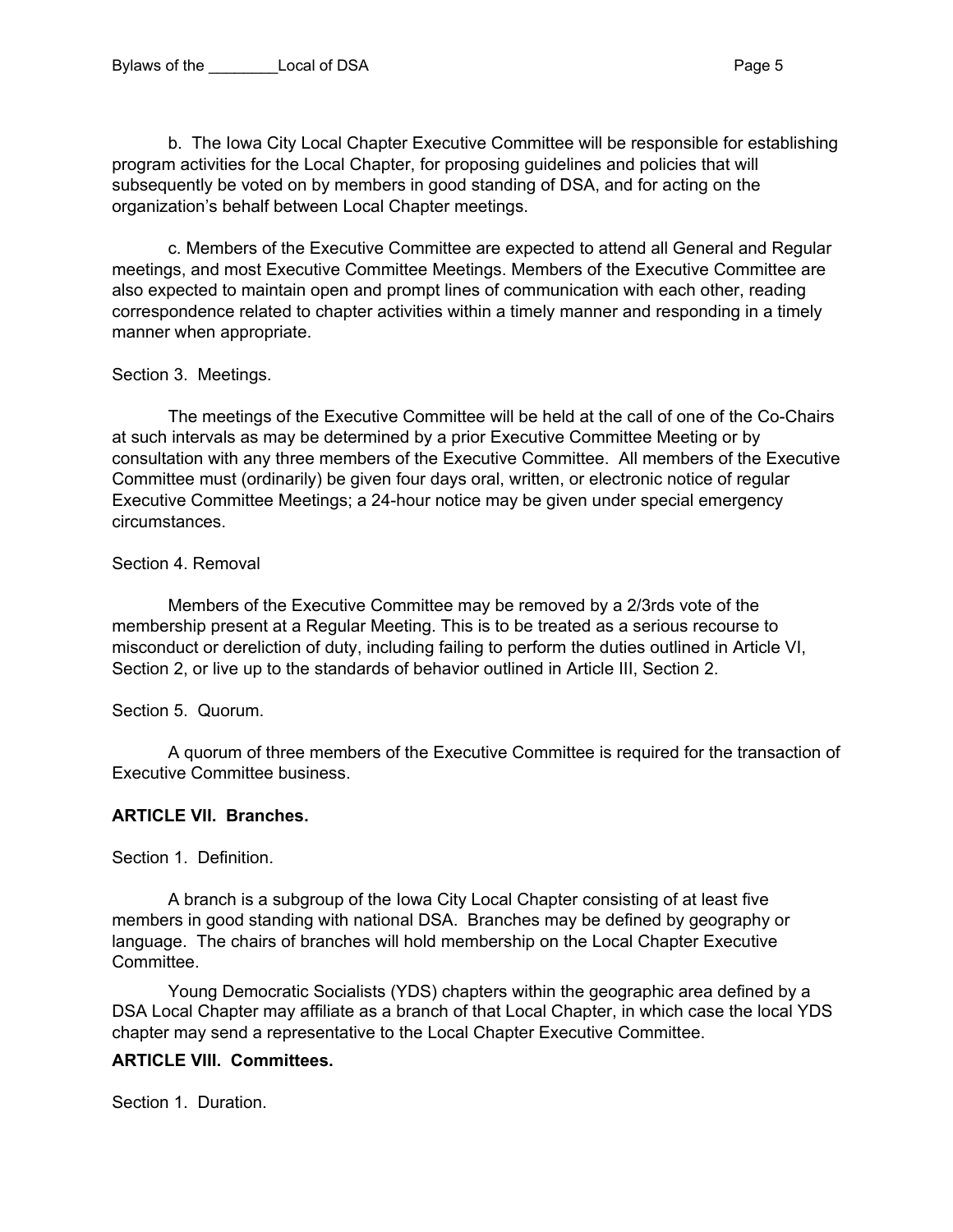b. The Iowa City Local Chapter Executive Committee will be responsible for establishing program activities for the Local Chapter, for proposing guidelines and policies that will subsequently be voted on by members in good standing of DSA, and for acting on the organization's behalf between Local Chapter meetings.

c. Members of the Executive Committee are expected to attend all General and Regular meetings, and most Executive Committee Meetings. Members of the Executive Committee are also expected to maintain open and prompt lines of communication with each other, reading correspondence related to chapter activities within a timely manner and responding in a timely manner when appropriate.

Section 3. Meetings.

The meetings of the Executive Committee will be held at the call of one of the Co-Chairs at such intervals as may be determined by a prior Executive Committee Meeting or by consultation with any three members of the Executive Committee. All members of the Executive Committee must (ordinarily) be given four days oral, written, or electronic notice of regular Executive Committee Meetings; a 24-hour notice may be given under special emergency circumstances.

Section 4. Removal

Members of the Executive Committee may be removed by a 2/3rds vote of the membership present at a Regular Meeting. This is to be treated as a serious recourse to misconduct or dereliction of duty, including failing to perform the duties outlined in Article VI, Section 2, or live up to the standards of behavior outlined in Article III, Section 2.

Section 5. Quorum.

A quorum of three members of the Executive Committee is required for the transaction of Executive Committee business.

**ARTICLE VII. Branches.**

Section 1. Definition.

A branch is a subgroup of the Iowa City Local Chapter consisting of at least five members in good standing with national DSA. Branches may be defined by geography or language. The chairs of branches will hold membership on the Local Chapter Executive Committee.

Young Democratic Socialists (YDS) chapters within the geographic area defined by a DSA Local Chapter may affiliate as a branch of that Local Chapter, in which case the local YDS chapter may send a representative to the Local Chapter Executive Committee.

**ARTICLE VIII. Committees.**

Section 1. Duration.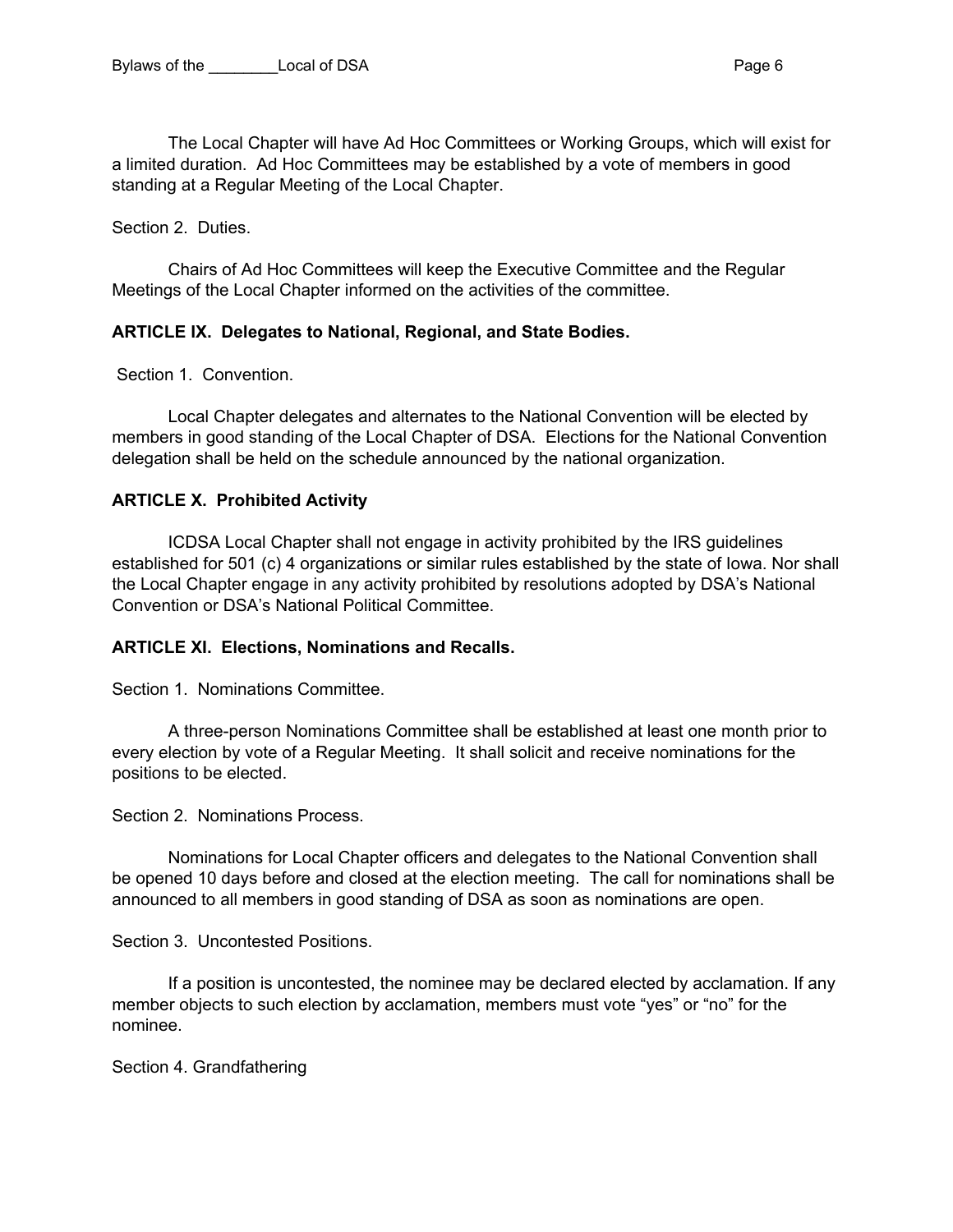The Local Chapter will have Ad Hoc Committees or Working Groups, which will exist for a limited duration. Ad Hoc Committees may be established by a vote of members in good standing at a Regular Meeting of the Local Chapter.

Section 2. Duties.

Chairs of Ad Hoc Committees will keep the Executive Committee and the Regular Meetings of the Local Chapter informed on the activities of the committee.

**ARTICLE IX. Delegates to National, Regional, and State Bodies.**

Section 1. Convention.

Local Chapter delegates and alternates to the National Convention will be elected by members in good standing of the Local Chapter of DSA. Elections for the National Convention delegation shall be held on the schedule announced by the national organization.

**ARTICLE X. Prohibited Activity**

ICDSA Local Chapter shall not engage in activity prohibited by the IRS guidelines established for 501 (c) 4 organizations or similar rules established by the state of Iowa. Nor shall the Local Chapter engage in any activity prohibited by resolutions adopted by DSA's National Convention or DSA's National Political Committee.

**ARTICLE XI. Elections, Nominations and Recalls.**

Section 1. Nominations Committee.

A three-person Nominations Committee shall be established at least one month prior to every election by vote of a Regular Meeting. It shall solicit and receive nominations for the positions to be elected.

Section 2. Nominations Process.

Nominations for Local Chapter officers and delegates to the National Convention shall be opened 10 days before and closed at the election meeting. The call for nominations shall be announced to all members in good standing of DSA as soon as nominations are open.

Section 3. Uncontested Positions.

If a position is uncontested, the nominee may be declared elected by acclamation. If any member objects to such election by acclamation, members must vote "yes" or "no" for the nominee.

Section 4. Grandfathering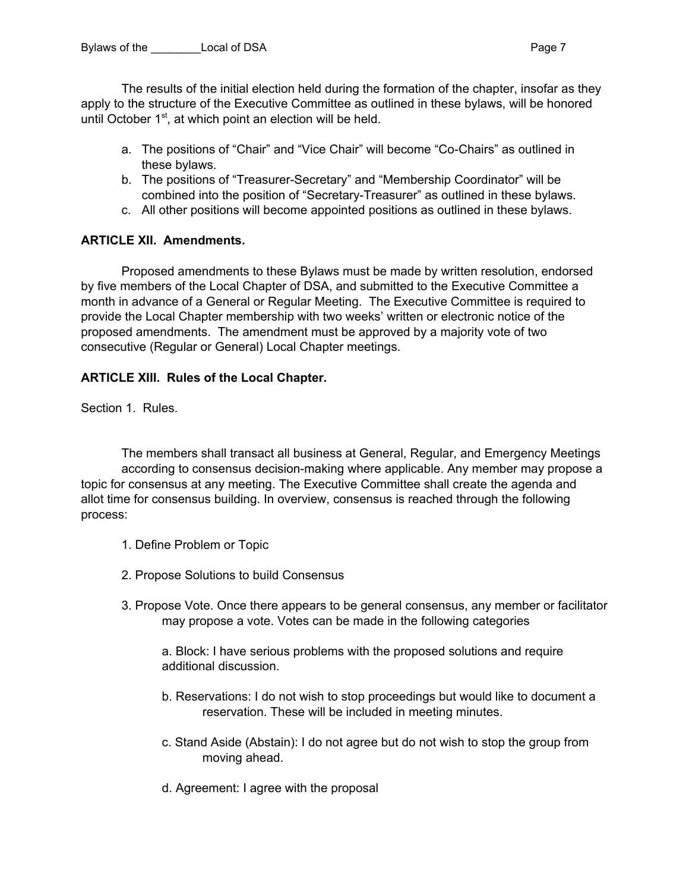The results of the initial election held during the formation of the chapter, insofar as they apply to the structure of the Executive Committee as outlined in these bylaws, will be honored until October 1st, at which point an election will be held.

a. The positions of "Chair" and "Vice Chair" will become "Co-Chairs" as outlined in these bylaws.
b. The positions of "Treasurer-Secretary" and "Membership Coordinator" will be combined into the position of "Secretary-Treasurer" as outlined in these bylaws.
c. All other positions will become appointed positions as outlined in these bylaws.

## ARTICLE XII. Amendments.

Proposed amendments to these Bylaws must be made by written resolution, endorsed by five members of the Local Chapter of DSA, and submitted to the Executive Committee a month in advance of a General or Regular Meeting. The Executive Committee is required to provide the Local Chapter membership with two weeks' written or electronic notice of the proposed amendments. The amendment must be approved by a majority vote of two consecutive (Regular or General) Local Chapter meetings.

## ARTICLE XIII. Rules of the Local Chapter.

Section 1. Rules.

The members shall transact all business at General, Regular, and Emergency Meetings according to consensus decision-making where applicable. Any member may propose a topic for consensus at any meeting. The Executive Committee shall create the agenda and allot time for consensus building. In overview, consensus is reached through the following process:

1. Define Problem or Topic

2. Propose Solutions to build Consensus

3. Propose Vote. Once there appears to be general consensus, any member or facilitator may propose a vote. Votes can be made in the following categories

   a. Block: I have serious problems with the proposed solutions and require additional discussion.

   b. Reservations: I do not wish to stop proceedings but would like to document a reservation. These will be included in meeting minutes.

   c. Stand Aside (Abstain): I do not agree but do not wish to stop the group from moving ahead.

   d. Agreement: I agree with the proposal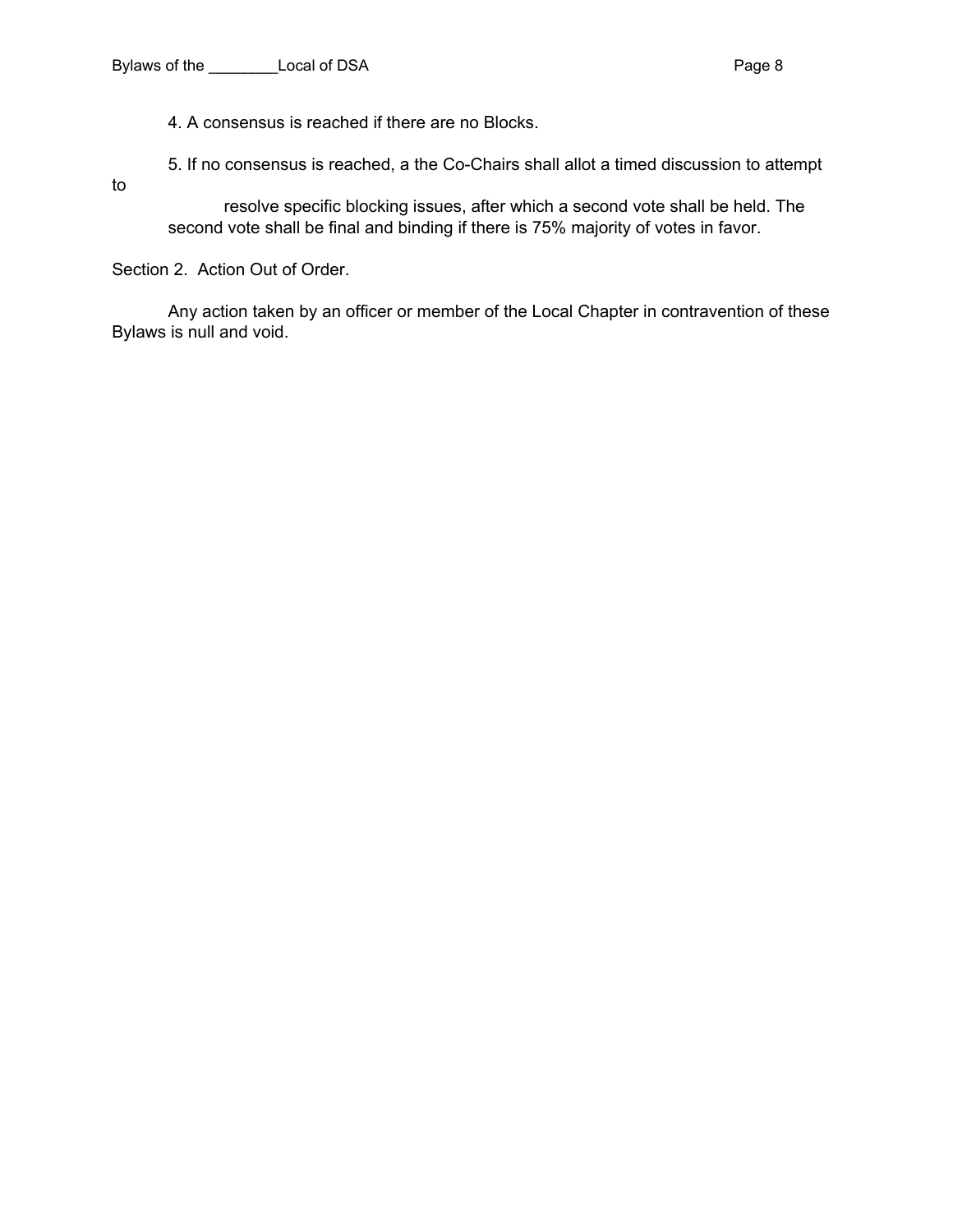4. A consensus is reached if there are no Blocks.

5. If no consensus is reached, a the Co-Chairs shall allot a timed discussion to attempt to resolve specific blocking issues, after which a second vote shall be held. The second vote shall be final and binding if there is 75% majority of votes in favor.

Section 2. Action Out of Order.

Any action taken by an officer or member of the Local Chapter in contravention of these Bylaws is null and void.